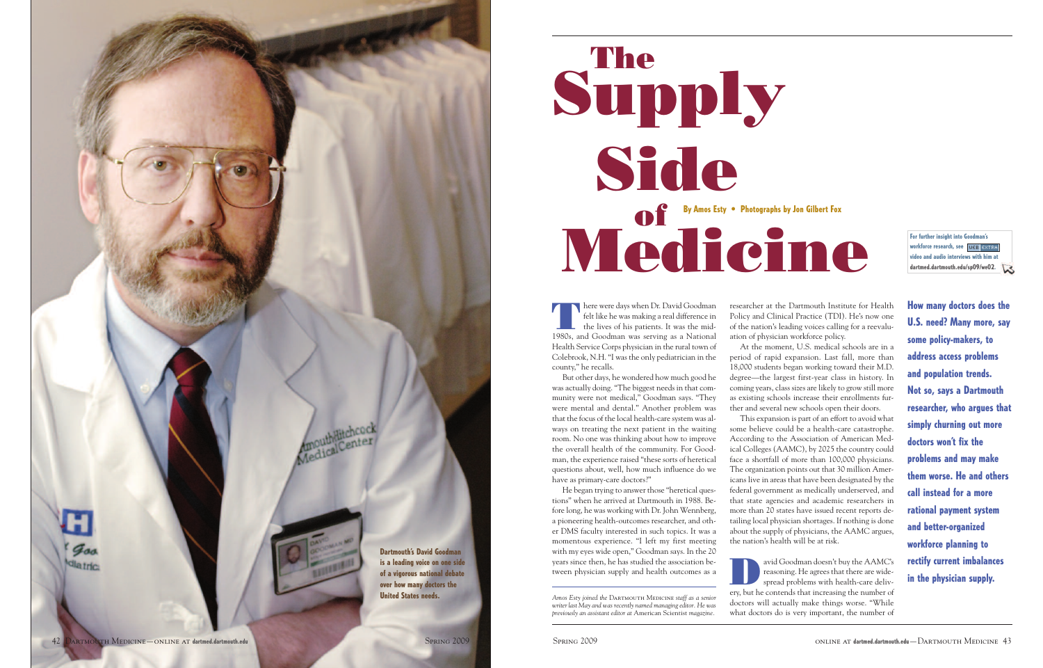# The Supply Side of Medicine

**By Amos Esty • Photographs by Jon Gilbert Fox**

For further insight into Goodman's workforce research, see WEB EXTRA video and audio interviews with him at dartmed.dartmouth.edu/sp09/we02.

**How many doctors does the U.S. need? Many more, say some policy-makers, to address access problems and population trends. Not so, says a Dartmouth researcher, who argues that simply churning out more doctors won't fix the problems and may make them worse. He and others call instead for a more rational payment system and better-organized workforce planning to rectify current imbalances in the physician supply.**

**Dartmouth's David Goodman is a leading voice on one side of a vigorous national debate over how many doctors the United States needs.**

There were days when Dr. David Goodman felt like he was making a real difference in the lives of his patients. It was the mid-1980s, and Goodman was serving as a National Health Service Corps physician in the rural town of Colebrook, N.H. "I was the only pediatrician in the county," he recalls.

But other days, he wondered how much good he was actually doing. "The biggest needs in that community were not medical," Goodman says. "They were mental and dental." Another problem was that the focus of the local health-care system was always on treating the next patient in the waiting room. No one was thinking about how to improve the overall health of the community. For Goodman, the experience raised "these sorts of heretical questions about, well, how much influence do we have as primary-care doctors?"

He began trying to answer those "heretical questions" when he arrived at Dartmouth in 1988. Before long, he was working with Dr. John Wennberg, a pioneering health-outcomes researcher, and other DMS faculty interested in such topics. It was a momentous experience. "I left my first meeting with my eyes wide open," Goodman says. In the 20 years since then, he has studied the association between physician supply and health outcomes as a researcher at the Dartmouth Institute for Health Policy and Clinical Practice (TDI). He's now one of the nation's leading voices calling for a reevaluation of physician workforce policy.

At the moment, U.S. medical schools are in a period of rapid expansion. Last fall, more than 18,000 students began working toward their M.D. degree—the largest first-year class in history. In coming years, class sizes are likely to grow still more as existing schools increase their enrollments further and several new schools open their doors.

This expansion is part of an effort to avoid what some believe could be a health-care catastrophe. According to the Association of American Medical Colleges (AAMC), by 2025 the country could face a shortfall of more than 100,000 physicians. The organization points out that 30 million Americans live in areas that have been designated by the federal government as medically underserved, and that state agencies and academic researchers in more than 20 states have issued recent reports detailing local physician shortages. If nothing is done about the supply of physicians, the AAMC argues, the nation's health will be at risk.

David Goodman doesn't buy the AAMC's reasoning. He agrees that there are widespread problems with health-care delivery, but he contends that increasing the number of doctors will actually make things worse. "While what doctors do is very important, the number of

*Amos Esty joined the* Dartmouth Medicine *staff as a senior writer last May and was recently named managing editor. He was previously an assistant editor at* American Scientist *magazine.*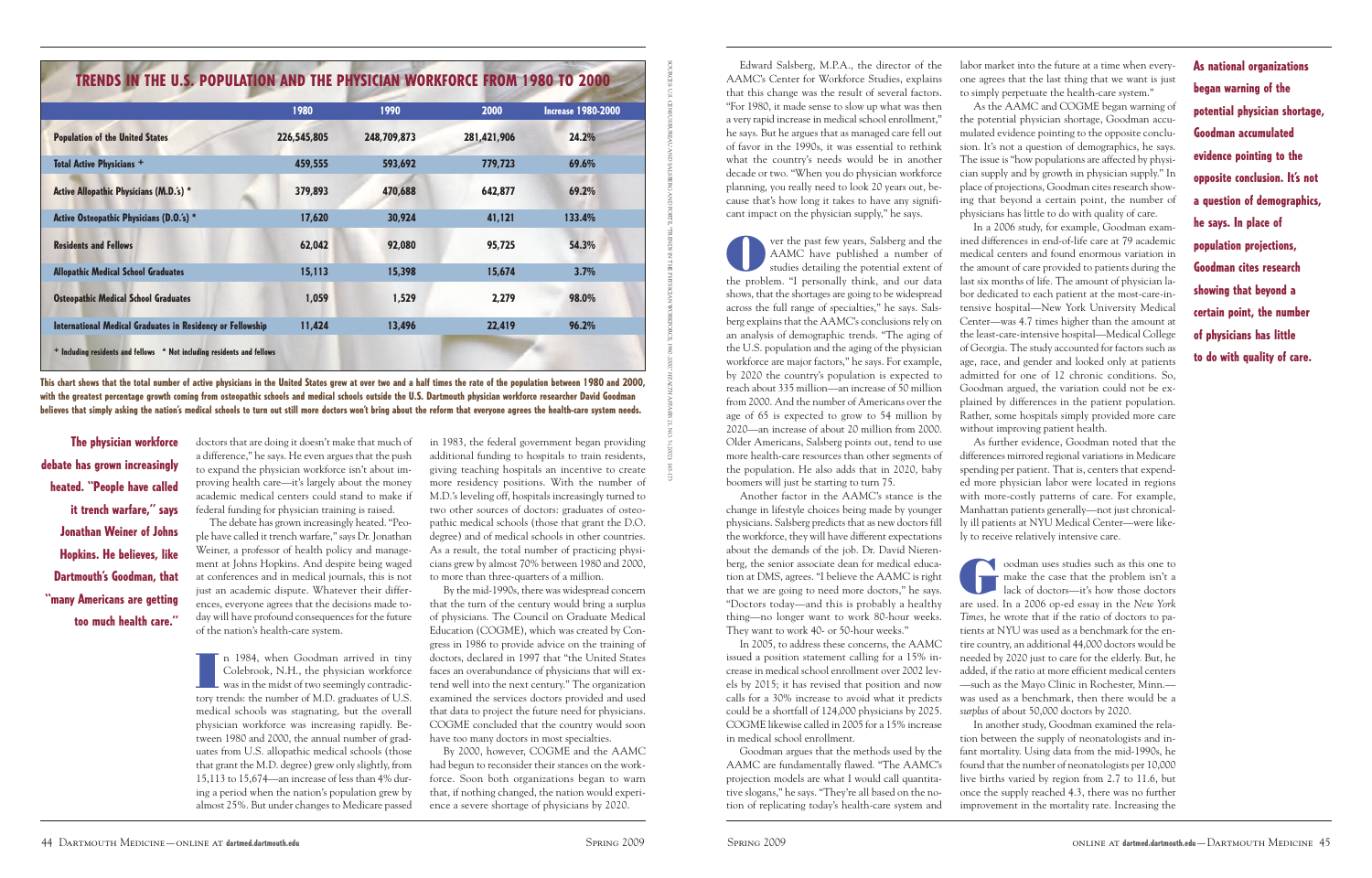## TRENDS IN THE U.S. POPULATION AND THE PHYSICIAN WORKFORCE FROM 1980 TO 2000

| | 1980 | 1990 | 2000 | Increase 1980-2000 |
|---|---|---|---|---|
| Population of the United States | 226,545,805 | 248,709,873 | 281,421,906 | 24.2% |
| Total Active Physicians + | 459,555 | 593,692 | 779,723 | 69.6% |
| Active Allopathic Physicians (M.D.'s) * | 379,893 | 470,688 | 642,877 | 69.2% |
| Active Osteopathic Physicians (D.O.'s) * | 17,620 | 30,924 | 41,121 | 133.4% |
| Residents and Fellows | 62,042 | 92,080 | 95,725 | 54.3% |
| Allopathic Medical School Graduates | 15,113 | 15,398 | 15,674 | 3.7% |
| Osteopathic Medical School Graduates | 1,059 | 1,529 | 2,279 | 98.0% |
| International Medical Graduates in Residency or Fellowship | 11,424 | 13,496 | 22,419 | 96.2% |

+ Including residents and fellows * Not including residents and fellows

SOURCES: U.S. CENSUS BUREAU AND SALSBERG AND FORTE, "TRENDS IN THE PHYSICIAN WORKFORCE, 1980-2000," *HEALTH AFFAIRS* 21, NO. 5 (2002): 165-173

**This chart shows that the total number of active physicians in the United States grew at over two and a half times the rate of the population between 1980 and 2000, with the greatest percentage growth coming from osteopathic schools and medical schools outside the U.S. Dartmouth physician workforce researcher David Goodman believes that simply asking the nation's medical schools to turn out still more doctors won't bring about the reform that everyone agrees the health-care system needs.**

**The physician workforce debate has grown increasingly heated. "People have called it trench warfare," says Jonathan Weiner of Johns Hopkins. He believes, like Dartmouth's Goodman, that "many Americans are getting too much health care."**

doctors that are doing it doesn't make that much of a difference," he says. He even argues that the push to expand the physician workforce isn't about improving health care—it's largely about the money academic medical centers could stand to make if federal funding for physician training is raised.

The debate has grown increasingly heated. "People have called it trench warfare," says Dr. Jonathan Weiner, a professor of health policy and management at Johns Hopkins. And despite being waged at conferences and in medical journals, this is not just an academic dispute. Whatever their differences, everyone agrees that the decisions made today will have profound consequences for the future of the nation's health-care system.

In 1984, when Goodman arrived in tiny Colebrook, N.H., the physician workforce was in the midst of two seemingly contradictory trends: the number of M.D. graduates of U.S. medical schools was stagnating, but the overall physician workforce was increasing rapidly. Between 1980 and 2000, the annual number of graduates from U.S. allopathic medical schools (those that grant the M.D. degree) grew only slightly, from 15,113 to 15,674—an increase of less than 4% during a period when the nation's population grew by almost 25%. But under changes to Medicare passed in 1983, the federal government began providing additional funding to hospitals to train residents, giving teaching hospitals an incentive to create more residency positions. With the number of M.D.'s leveling off, hospitals increasingly turned to two other sources of doctors: graduates of osteopathic medical schools (those that grant the D.O. degree) and of medical schools in other countries. As a result, the total number of practicing physicians grew by almost 70% between 1980 and 2000, to more than three-quarters of a million.

By the mid-1990s, there was widespread concern that the turn of the century would bring a surplus of physicians. The Council on Graduate Medical Education (COGME), which was created by Congress in 1986 to provide advice on the training of doctors, declared in 1997 that "the United States faces an overabundance of physicians that will extend well into the next century." The organization examined the services doctors provided and used that data to project the future need for physicians. COGME concluded that the country would soon have too many doctors in most specialties.

By 2000, however, COGME and the AAMC had begun to reconsider their stances on the workforce. Soon both organizations began to warn that, if nothing changed, the nation would experience a severe shortage of physicians by 2020.

Edward Salsberg, M.P.A., the director of the AAMC's Center for Workforce Studies, explains that this change was the result of several factors. "For 1980, it made sense to slow up what was then a very rapid increase in medical school enrollment," he says. But he argues that as managed care fell out of favor in the 1990s, it was essential to rethink what the country's needs would be in another decade or two. "When you do physician workforce planning, you really need to look 20 years out, because that's how long it takes to have any significant impact on the physician supply," he says.

Over the past few years, Salsberg and the AAMC have published a number of studies detailing the potential extent of the problem. "I personally think, and our data shows, that the shortages are going to be widespread across the full range of specialties," he says. Salsberg explains that the AAMC's conclusions rely on an analysis of demographic trends. "The aging of the U.S. population and the aging of the physician workforce are major factors," he says. For example, by 2020 the country's population is expected to reach about 335 million—an increase of 50 million from 2000. And the number of Americans over the age of 65 is expected to grow to 54 million by 2020—an increase of about 20 million from 2000. Older Americans, Salsberg points out, tend to use more health-care resources than other segments of the population. He also adds that in 2020, baby boomers will just be starting to turn 75.

Another factor in the AAMC's stance is the change in lifestyle choices being made by younger physicians. Salsberg predicts that as new doctors fill the workforce, they will have different expectations about the demands of the job. Dr. David Nierenberg, the senior associate dean for medical education at DMS, agrees. "I believe the AAMC is right that we are going to need more doctors," he says. "Doctors today—and this is probably a healthy thing—no longer want to work 80-hour weeks. They want to work 40- or 50-hour weeks."

In 2005, to address these concerns, the AAMC issued a position statement calling for a 15% increase in medical school enrollment over 2002 levels by 2015; it has revised that position and now calls for a 30% increase to avoid what it predicts could be a shortfall of 124,000 physicians by 2025. COGME likewise called in 2005 for a 15% increase in medical school enrollment.

Goodman argues that the methods used by the AAMC are fundamentally flawed. "The AAMC's projection models are what I would call quantitative slogans," he says. "They're all based on the notion of replicating today's health-care system and labor market into the future at a time when everyone agrees that the last thing that we want is just to simply perpetuate the health-care system."

As the AAMC and COGME began warning of the potential physician shortage, Goodman accumulated evidence pointing to the opposite conclusion. It's not a question of demographics, he says. The issue is "how populations are affected by physician supply and by growth in physician supply." In place of projections, Goodman cites research showing that beyond a certain point, the number of physicians has little to do with quality of care.

In a 2006 study, for example, Goodman examined differences in end-of-life care at 79 academic medical centers and found enormous variation in the amount of care provided to patients during the last six months of life. The amount of physician labor dedicated to each patient at the most-care-intensive hospital—New York University Medical Center—was 4.7 times higher than the amount at the least-care-intensive hospital—Medical College of Georgia. The study accounted for factors such as age, race, and gender and looked only at patients admitted for one of 12 chronic conditions. So, Goodman argued, the variation could not be explained by differences in the patient population. Rather, some hospitals simply provided more care without improving patient health.

As further evidence, Goodman noted that the differences mirrored regional variations in Medicare spending per patient. That is, centers that expended more physician labor were located in regions with more-costly patterns of care. For example, Manhattan patients generally—not just chronically ill patients at NYU Medical Center—were likely to receive relatively intensive care.

Goodman uses studies such as this one to make the case that the problem isn't a lack of doctors—it's how those doctors are used. In a 2006 op-ed essay in the *New York Times*, he wrote that if the ratio of doctors to patients at NYU was used as a benchmark for the entire country, an additional 44,000 doctors would be needed by 2020 just to care for the elderly. But, he added, if the ratio at more efficient medical centers—such as the Mayo Clinic in Rochester, Minn.—was used as a benchmark, then there would be a *surplus* of about 50,000 doctors by 2020.

In another study, Goodman examined the relation between the supply of neonatologists and infant mortality. Using data from the mid-1990s, he found that the number of neonatologists per 10,000 live births varied by region from 2.7 to 11.6, but once the supply reached 4.3, there was no further improvement in the mortality rate. Increasing the

**As national organizations began warning of the potential physician shortage, Goodman accumulated evidence pointing to the opposite conclusion. It's not a question of demographics, he says. In place of population projections, Goodman cites research showing that beyond a certain point, the number of physicians has little to do with quality of care.**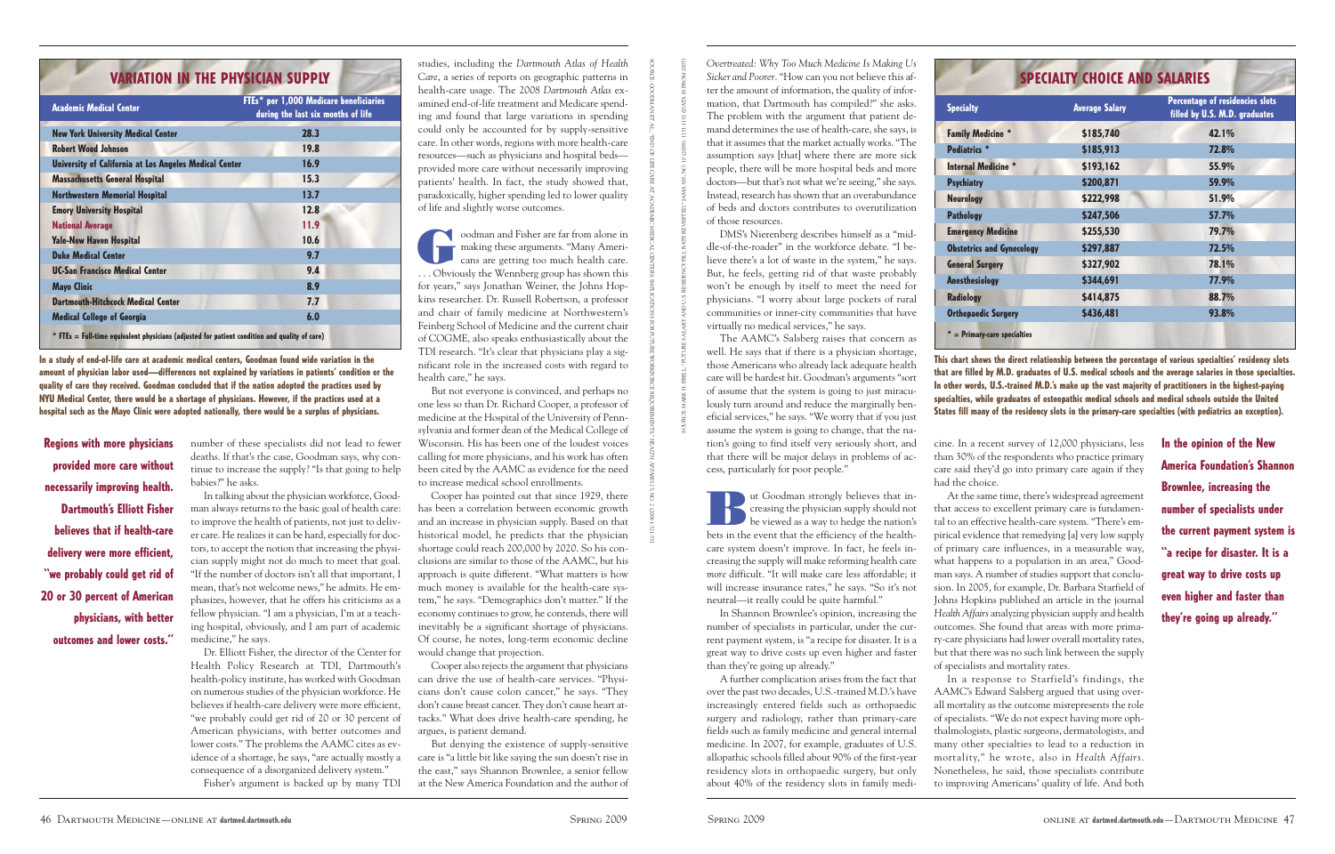## VARIATION IN THE PHYSICIAN SUPPLY

| Academic Medical Center | FTEs* per 1,000 Medicare beneficiaries during the last six months of life |
|---|---|
| New York University Medical Center | 28.3 |
| Robert Wood Johnson | 19.8 |
| University of California at Los Angeles Medical Center | 16.9 |
| Massachusetts General Hospital | 15.3 |
| Northwestern Memorial Hospital | 13.7 |
| Emory University Hospital | 12.8 |
| National Average | 11.9 |
| Yale-New Haven Hospital | 10.6 |
| Duke Medical Center | 9.7 |
| UC-San Francisco Medical Center | 9.4 |
| Mayo Clinic | 8.9 |
| Dartmouth-Hitchcock Medical Center | 7.7 |
| Medical College of Georgia | 6.0 |

\* FTEs = Full-time equivalent physicians (adjusted for patient condition and quality of care)

SOURCE: GOODMAN ET AL. "END-OF-LIFE CARE AT ACADEMIC MEDICAL CENTERS: IMPLICATIONS FOR FUTURE WORKFORCE REQUIREMENTS." HEALTH AFFAIRS 25, NO. 2 (2006): 521-531

**In a study of end-of-life care at academic medical centers, Goodman found wide variation in the amount of physician labor used—differences not explained by variations in patients' condition or the quality of care they received. Goodman concluded that if the nation adopted the practices used by NYU Medical Center, there would be a shortage of physicians. However, if the practices used at a hospital such as the Mayo Clinic were adopted nationally, there would be a surplus of physicians.**

**Regions with more physicians provided more care without necessarily improving health. Dartmouth's Elliott Fisher believes that if health-care delivery were more efficient, "we probably could get rid of 20 or 30 percent of American physicians, with better outcomes and lower costs."**

number of these specialists did not lead to fewer deaths. If that's the case, Goodman says, why continue to increase the supply? "Is that going to help babies?" he asks.

In talking about the physician workforce, Goodman always returns to the basic goal of health care: to improve the health of patients, not just to deliver care. He realizes it can be hard, especially for doctors, to accept the notion that increasing the physician supply might not do much to meet that goal. "If the number of doctors isn't all that important, I mean, that's not welcome news," he admits. He emphasizes, however, that he offers his criticisms as a fellow physician. "I am a physician, I'm at a teaching hospital, obviously, and I am part of academic medicine," he says.

Dr. Elliott Fisher, the director of the Center for Health Policy Research at TDI, Dartmouth's health-policy institute, has worked with Goodman on numerous studies of the physician workforce. He believes if health-care delivery were more efficient, "we probably could get rid of 20 or 30 percent of American physicians, with better outcomes and lower costs." The problems the AAMC cites as evidence of a shortage, he says, "are actually mostly a consequence of a disorganized delivery system."

Fisher's argument is backed up by many TDI studies, including the *Dartmouth Atlas of Health Care*, a series of reports on geographic patterns in health-care usage. The 2008 *Dartmouth Atlas* examined end-of-life treatment and Medicare spending and found that large variations in spending could only be accounted for by supply-sensitive care. In other words, regions with more health-care resources—such as physicians and hospital beds—provided more care without necessarily improving patients' health. In fact, the study showed that, paradoxically, higher spending led to lower quality of life and slightly worse outcomes.

Goodman and Fisher are far from alone in making these arguments. "Many Americans are getting too much health care. . . . Obviously the Wennberg group has shown this for years," says Jonathan Weiner, the Johns Hopkins researcher. Dr. Russell Robertson, a professor and chair of family medicine at Northwestern's Feinberg School of Medicine and the current chair of COGME, also speaks enthusiastically about the TDI research. "It's clear that physicians play a significant role in the increased costs with regard to health care," he says.

But not everyone is convinced, and perhaps no one less so than Dr. Richard Cooper, a professor of medicine at the Hospital of the University of Pennsylvania and former dean of the Medical College of Wisconsin. His has been one of the loudest voices calling for more physicians, and his work has often been cited by the AAMC as evidence for the need to increase medical school enrollments.

Cooper has pointed out that since 1929, there has been a correlation between economic growth and an increase in physician supply. Based on that historical model, he predicts that the physician shortage could reach 200,000 by 2020. So his conclusions are similar to those of the AAMC, but his approach is quite different. "What matters is how much money is available for the health-care system," he says. "Demographics don't matter." If the economy continues to grow, he contends, there will inevitably be a significant shortage of physicians. Of course, he notes, long-term economic decline would change that projection.

Cooper also rejects the argument that physicians can drive the use of health-care services. "Physicians don't cause colon cancer," he says. "They don't cause breast cancer. They don't cause heart attacks." What does drive health-care spending, he argues, is patient demand.

But denying the existence of supply-sensitive care is "a little bit like saying the sun doesn't rise in the east," says Shannon Brownlee, a senior fellow at the New America Foundation and the author of *Overtreated: Why Too Much Medicine Is Making Us Sicker and Poorer*. "How can you not believe this after the amount of information, the quality of information, that Dartmouth has compiled?" she asks. The problem with the argument that patient demand determines the use of health-care, she says, is that it assumes that the market actually works. "The assumption says [that] where there are more sick people, there will be more hospital beds and more doctors—but that's not what we're seeing," she says. Instead, research has shown that an overabundance of beds and doctors contributes to overutilization of those resources.

DMS's Nierenberg describes himself as a "middle-of-the-roader" in the workforce debate. "I believe there's a lot of waste in the system," he says. But, he feels, getting rid of that waste probably won't be enough by itself to meet the need for physicians. "I worry about large pockets of rural communities or inner-city communities that have virtually no medical services," he says.

The AAMC's Salsberg raises that concern as well. He says that if there is a physician shortage, those Americans who already lack adequate health care will be hardest hit. Goodman's arguments "sort of assume that the system is going to just miraculously turn around and reduce the marginally beneficial services," he says. "We worry that if you just assume the system is going to change, that the nation's going to find itself very seriously short, and that there will be major delays in problems of access, particularly for poor people."

But Goodman strongly believes that increasing the physician supply should not be viewed as a way to hedge the nation's bets in the event that the efficiency of the health-care system doesn't improve. In fact, he feels increasing the supply will make reforming health care *more* difficult. "It will make care less affordable; it will increase insurance rates," he says. "So it's not neutral—it really could be quite harmful."

In Shannon Brownlee's opinion, increasing the number of specialists in particular, under the current payment system, is "a recipe for disaster. It is a great way to drive costs up even higher and faster than they're going up already."

A further complication arises from the fact that over the past two decades, U.S.-trained M.D.'s have increasingly entered fields such as orthopaedic surgery and radiology, rather than primary-care fields such as family medicine and general internal medicine. In 2007, for example, graduates of U.S. allopathic schools filled about 90% of the first-year residency slots in orthopaedic surgery, but only about 40% of the residency slots in family medicine. In a recent survey of 12,000 physicians, less than 30% of the respondents who practice primary care said they'd go into primary care again if they had the choice.

## SPECIALTY CHOICE AND SALARIES

| Specialty | Average Salary | Percentage of residencies slots filled by U.S. M.D. graduates |
|---|---|---|
| Family Medicine * | $185,740 | 42.1% |
| Pediatrics * | $185,913 | 72.8% |
| Internal Medicine * | $193,162 | 55.9% |
| Psychiatry | $200,871 | 59.9% |
| Neurology | $222,998 | 51.9% |
| Pathology | $247,506 | 57.7% |
| Emergency Medicine | $255,530 | 79.7% |
| Obstetrics and Gynecology | $297,887 | 72.5% |
| General Surgery | $327,902 | 78.1% |
| Anesthesiology | $344,691 | 77.9% |
| Radiology | $414,875 | 88.7% |
| Orthopaedic Surgery | $436,481 | 93.8% |

\* = Primary-care specialties

SOURCE: MARK H. EBELL, "FUTURE SALARY AND U.S. RESIDENCY FILL RATE REVISITED," JAMA 300, NO. 10 (2008): 1131-1132 (DATA IS FROM 2007)

**This chart shows the direct relationship between the percentage of various specialties' residency slots that are filled by M.D. graduates of U.S. medical schools and the average salaries in those specialties. In other words, U.S.-trained M.D.'s make up the vast majority of practitioners in the highest-paying specialties, while graduates of osteopathic medical schools and medical schools outside the United States fill many of the residency slots in the primary-care specialties (with pediatrics an exception).**

**In the opinion of the New America Foundation's Shannon Brownlee, increasing the number of specialists under the current payment system is "a recipe for disaster. It is a great way to drive costs up even higher and faster than they're going up already."**

At the same time, there's widespread agreement that access to excellent primary care is fundamental to an effective health-care system. "There's empirical evidence that remedying [a] very low supply of primary care influences, in a measurable way, what happens to a population in an area," Goodman says. A number of studies support that conclusion. In 2005, for example, Dr. Barbara Starfield of Johns Hopkins published an article in the journal *Health Affairs* analyzing physician supply and health outcomes. She found that areas with more primary-care physicians had lower overall mortality rates, but that there was no such link between the supply of specialists and mortality rates.

In a response to Starfield's findings, the AAMC's Edward Salsberg argued that using overall mortality as the outcome misrepresents the role of specialists. "We do not expect having more ophthalmologists, plastic surgeons, dermatologists, and many other specialties to lead to a reduction in mortality," he wrote, also in *Health Affairs*. Nonetheless, he said, those specialists contribute to improving Americans' quality of life. And both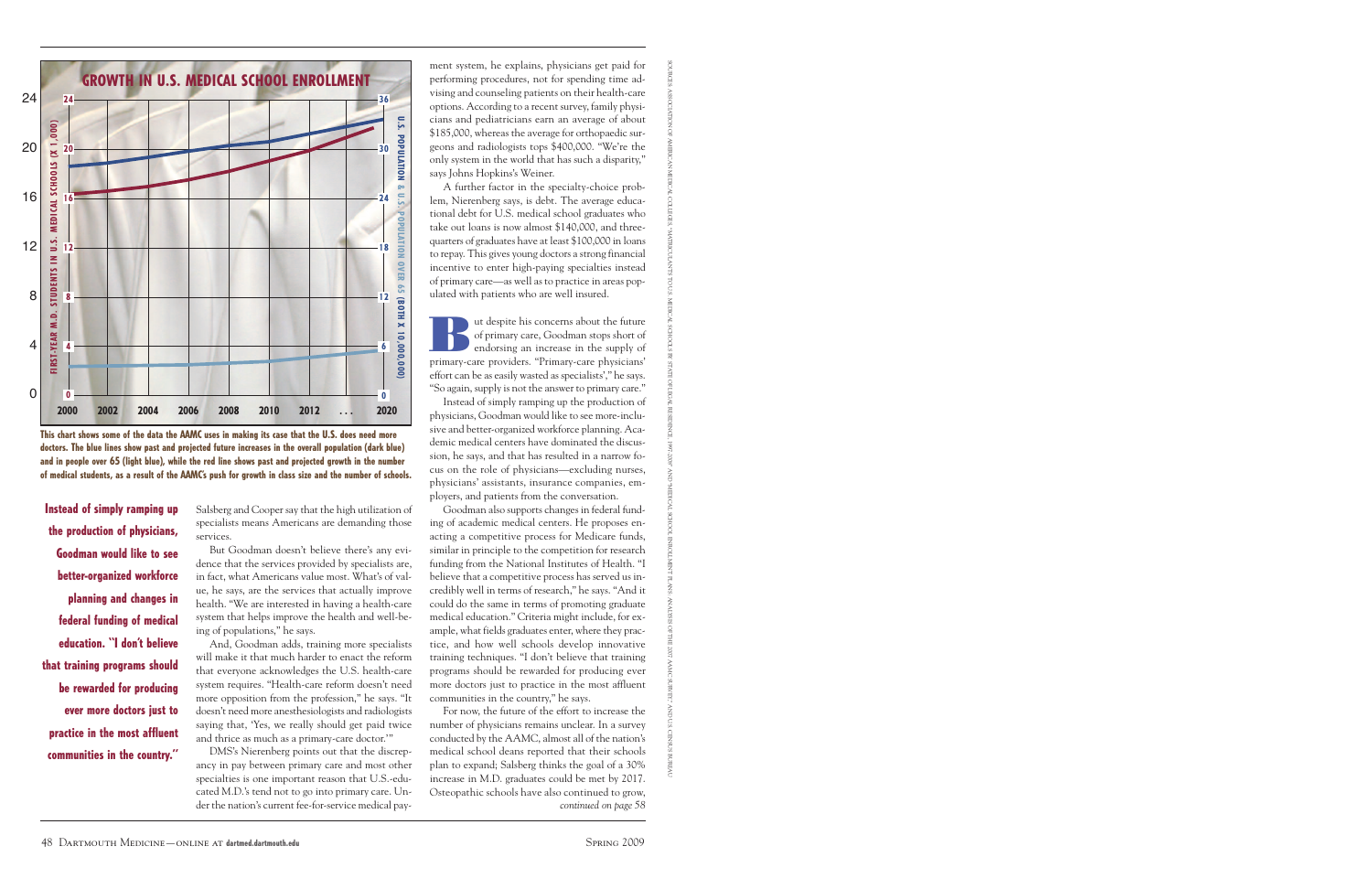## GROWTH IN U.S. MEDICAL SCHOOL ENROLLMENT

This chart shows some of the data the AAMC uses in making its case that the U.S. does need more doctors. The blue lines show past and projected future increases in the overall population (dark blue) and in people over 65 (light blue), while the red line shows past and projected growth in the number of medical students, as a result of the AAMC's push for growth in class size and the number of schools.

**Instead of simply ramping up the production of physicians, Goodman would like to see better-organized workforce planning and changes in federal funding of medical education. "I don't believe that training programs should be rewarded for producing ever more doctors just to practice in the most affluent communities in the country."**

Salsberg and Cooper say that the high utilization of specialists means Americans are demanding those services.

But Goodman doesn't believe there's any evidence that the services provided by specialists are, in fact, what Americans value most. What's of value, he says, are the services that actually improve health. "We are interested in having a health-care system that helps improve the health and well-being of populations," he says.

And, Goodman adds, training more specialists will make it that much harder to enact the reform that everyone acknowledges the U.S. health-care system requires. "Health-care reform doesn't need more opposition from the profession," he says. "It doesn't need more anesthesiologists and radiologists saying that, 'Yes, we really should get paid twice and thrice as much as a primary-care doctor.'"

DMS's Nierenberg points out that the discrepancy in pay between primary care and most other specialties is one important reason that U.S.-educated M.D.'s tend not to go into primary care. Under the nation's current fee-for-service medical payment system, he explains, physicians get paid for performing procedures, not for spending time advising and counseling patients on their health-care options. According to a recent survey, family physicians and pediatricians earn an average of about $185,000, whereas the average for orthopaedic surgeons and radiologists tops $400,000. "We're the only system in the world that has such a disparity," says Johns Hopkins's Weiner.

A further factor in the specialty-choice problem, Nierenberg says, is debt. The average educational debt for U.S. medical school graduates who take out loans is now almost $140,000, and three-quarters of graduates have at least $100,000 in loans to repay. This gives young doctors a strong financial incentive to enter high-paying specialties instead of primary care—as well as to practice in areas populated with patients who are well insured.

But despite his concerns about the future of primary care, Goodman stops short of endorsing an increase in the supply of primary-care providers. "Primary-care physicians' effort can be as easily wasted as specialists'," he says. "So again, supply is not the answer to primary care."

Instead of simply ramping up the production of physicians, Goodman would like to see more-inclusive and better-organized workforce planning. Academic medical centers have dominated the discussion, he says, and that has resulted in a narrow focus on the role of physicians—excluding nurses, physicians' assistants, insurance companies, employers, and patients from the conversation.

Goodman also supports changes in federal funding of academic medical centers. He proposes enacting a competitive process for Medicare funds, similar in principle to the competition for research funding from the National Institutes of Health. "I believe that a competitive process has served us incredibly well in terms of research," he says. "And it could do the same in terms of promoting graduate medical education." Criteria might include, for example, what fields graduates enter, where they practice, and how well schools develop innovative training techniques. "I don't believe that training programs should be rewarded for producing ever more doctors just to practice in the most affluent communities in the country," he says.

For now, the future of the effort to increase the number of physicians remains unclear. In a survey conducted by the AAMC, almost all of the nation's medical school deans reported that their schools plan to expand; Salsberg thinks the goal of a 30% increase in M.D. graduates could be met by 2017. Osteopathic schools have also continued to grow,

*continued on page 58*

SOURCES: ASSOCIATION OF AMERICAN MEDICAL COLLEGES "MATRICULANTS TO U.S. MEDICAL SCHOOLS BY STATE OF LEGAL RESIDENCE, 1997-2008" AND "MEDICAL SCHOOL ENROLLMENT PLANS: ANALYSIS OF THE 2007 AAMC SURVEY"; AND U.S. CENSUS BUREAU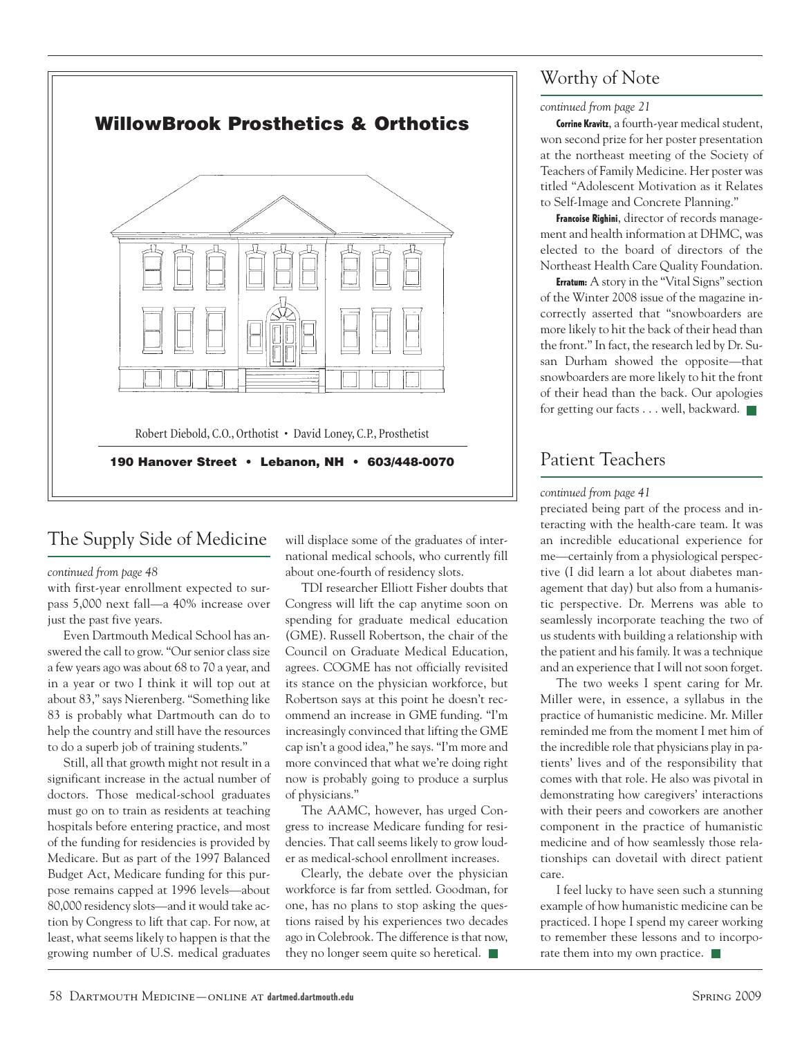## WillowBrook Prosthetics & Orthotics

Robert Diebold, C.O., Orthotist • David Loney, C.P., Prosthetist

**190 Hanover Street • Lebanon, NH • 603/448-0070**

## The Supply Side of Medicine

*continued from page 48*

with first-year enrollment expected to surpass 5,000 next fall—a 40% increase over just the past five years.

Even Dartmouth Medical School has answered the call to grow. "Our senior class size a few years ago was about 68 to 70 a year, and in a year or two I think it will top out at about 83," says Nierenberg. "Something like 83 is probably what Dartmouth can do to help the country and still have the resources to do a superb job of training students."

Still, all that growth might not result in a significant increase in the actual number of doctors. Those medical-school graduates must go on to train as residents at teaching hospitals before entering practice, and most of the funding for residencies is provided by Medicare. But as part of the 1997 Balanced Budget Act, Medicare funding for this purpose remains capped at 1996 levels—about 80,000 residency slots—and it would take action by Congress to lift that cap. For now, at least, what seems likely to happen is that the growing number of U.S. medical graduates will displace some of the graduates of international medical schools, who currently fill about one-fourth of residency slots.

TDI researcher Elliott Fisher doubts that Congress will lift the cap anytime soon on spending for graduate medical education (GME). Russell Robertson, the chair of the Council on Graduate Medical Education, agrees. COGME has not officially revisited its stance on the physician workforce, but Robertson says at this point he doesn't recommend an increase in GME funding. "I'm increasingly convinced that lifting the GME cap isn't a good idea," he says. "I'm more and more convinced that what we're doing right now is probably going to produce a surplus of physicians."

The AAMC, however, has urged Congress to increase Medicare funding for residencies. That call seems likely to grow louder as medical-school enrollment increases.

Clearly, the debate over the physician workforce is far from settled. Goodman, for one, has no plans to stop asking the questions raised by his experiences two decades ago in Colebrook. The difference is that now, they no longer seem quite so heretical.

## Worthy of Note

*continued from page 21*

**Corrine Kravitz**, a fourth-year medical student, won second prize for her poster presentation at the northeast meeting of the Society of Teachers of Family Medicine. Her poster was titled "Adolescent Motivation as it Relates to Self-Image and Concrete Planning."

**Francoise Righini**, director of records management and health information at DHMC, was elected to the board of directors of the Northeast Health Care Quality Foundation.

**Erratum:** A story in the "Vital Signs" section of the Winter 2008 issue of the magazine incorrectly asserted that "snowboarders are more likely to hit the back of their head than the front." In fact, the research led by Dr. Susan Durham showed the opposite—that snowboarders are more likely to hit the front of their head than the back. Our apologies for getting our facts . . . well, backward.

## Patient Teachers

*continued from page 41*

preciated being part of the process and interacting with the health-care team. It was an incredible educational experience for me—certainly from a physiological perspective (I did learn a lot about diabetes management that day) but also from a humanistic perspective. Dr. Merrens was able to seamlessly incorporate teaching the two of us students with building a relationship with the patient and his family. It was a technique and an experience that I will not soon forget.

The two weeks I spent caring for Mr. Miller were, in essence, a syllabus in the practice of humanistic medicine. Mr. Miller reminded me from the moment I met him of the incredible role that physicians play in patients' lives and of the responsibility that comes with that role. He also was pivotal in demonstrating how caregivers' interactions with their peers and coworkers are another component in the practice of humanistic medicine and of how seamlessly those relationships can dovetail with direct patient care.

I feel lucky to have seen such a stunning example of how humanistic medicine can be practiced. I hope I spend my career working to remember these lessons and to incorporate them into my own practice.